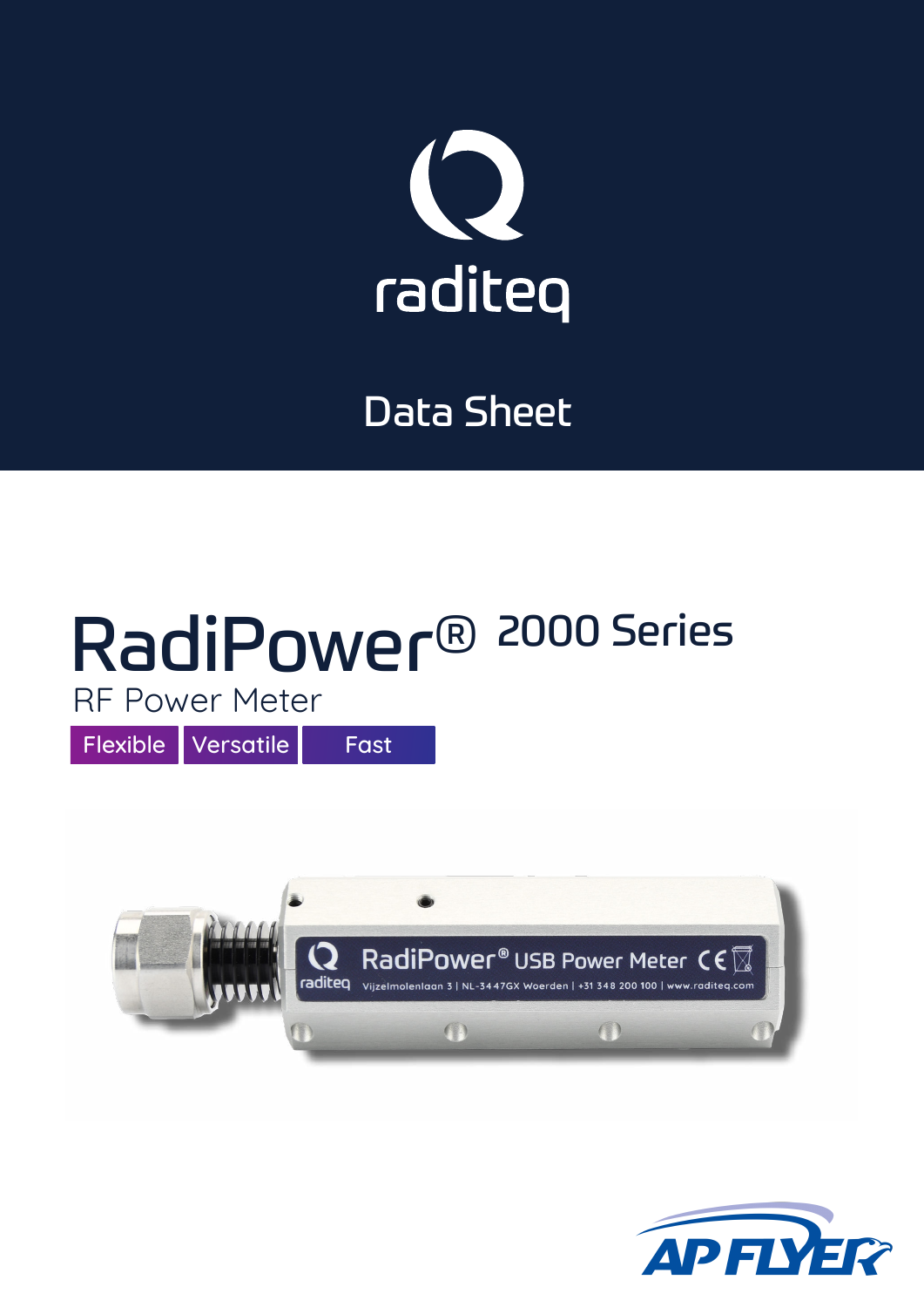raditeq

Data Sheet

# RadiPower® 2000 Series

RF Power Meter

Flexible | Versatile | Fast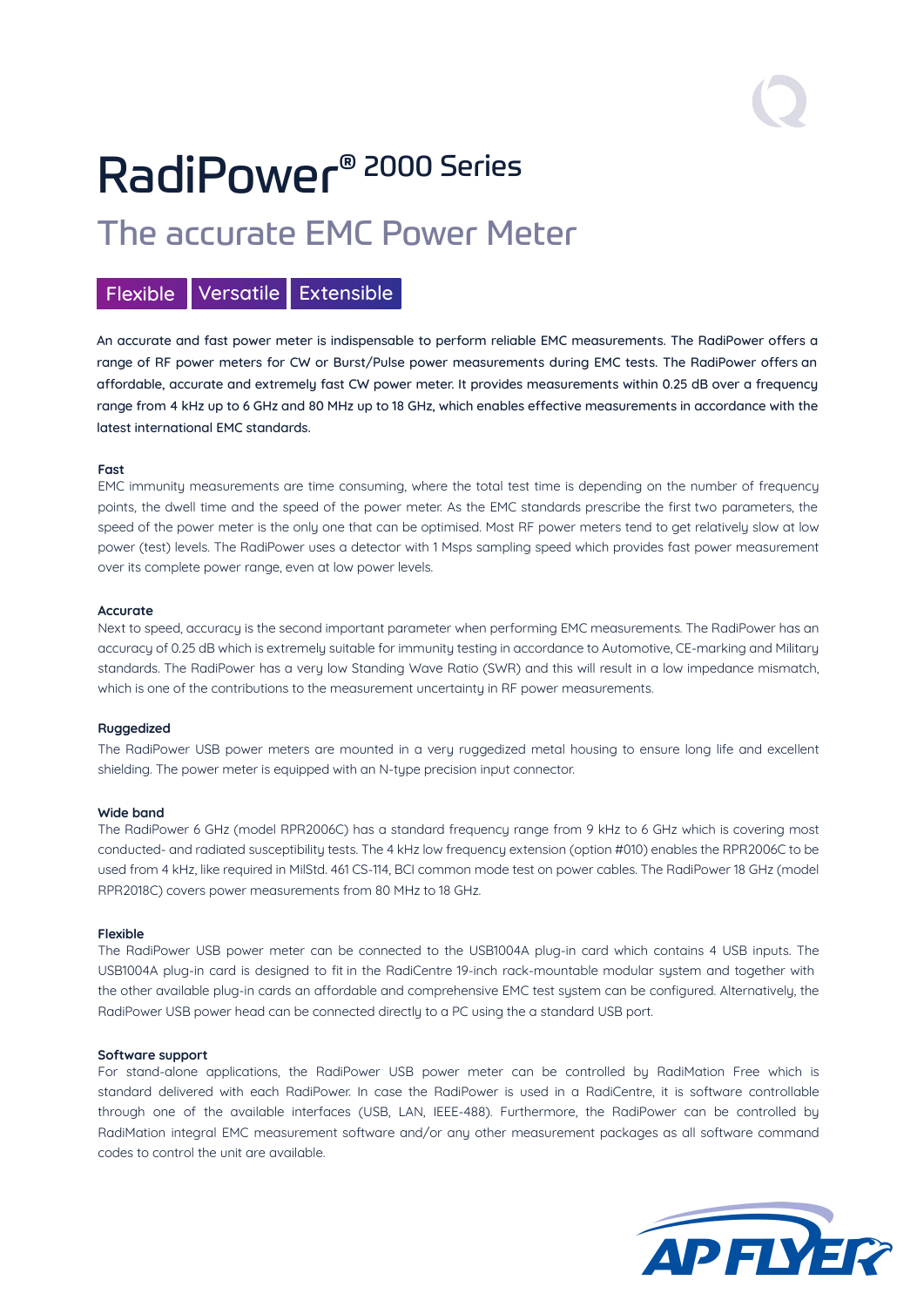# RadiPower® 2000 Series

## The accurate EMC Power Meter

Flexible | Versatile | Extensible

An accurate and fast power meter is indispensable to perform reliable EMC measurements. The RadiPower offers a range of RF power meters for CW or Burst/Pulse power measurements during EMC tests. The RadiPower offers an affordable, accurate and extremely fast CW power meter. It provides measurements within 0.25 dB over a frequency range from 4 kHz up to 6 GHz and 80 MHz up to 18 GHz, which enables effective measurements in accordance with the latest international EMC standards.

**Fast**

EMC immunity measurements are time consuming, where the total test time is depending on the number of frequency points, the dwell time and the speed of the power meter. As the EMC standards prescribe the first two parameters, the speed of the power meter is the only one that can be optimised. Most RF power meters tend to get relatively slow at low power (test) levels. The RadiPower uses a detector with 1 Msps sampling speed which provides fast power measurement over its complete power range, even at low power levels.

**Accurate**

Next to speed, accuracy is the second important parameter when performing EMC measurements. The RadiPower has an accuracy of 0.25 dB which is extremely suitable for immunity testing in accordance to Automotive, CE-marking and Military standards. The RadiPower has a very low Standing Wave Ratio (SWR) and this will result in a low impedance mismatch, which is one of the contributions to the measurement uncertainty in RF power measurements.

**Ruggedized**

The RadiPower USB power meters are mounted in a very ruggedized metal housing to ensure long life and excellent shielding. The power meter is equipped with an N-type precision input connector.

**Wide band**

The RadiPower 6 GHz (model RPR2006C) has a standard frequency range from 9 kHz to 6 GHz which is covering most conducted- and radiated susceptibility tests. The 4 kHz low frequency extension (option #010) enables the RPR2006C to be used from 4 kHz, like required in MilStd. 461 CS-114, BCI common mode test on power cables. The RadiPower 18 GHz (model RPR2018C) covers power measurements from 80 MHz to 18 GHz.

**Flexible**

The RadiPower USB power meter can be connected to the USB1004A plug-in card which contains 4 USB inputs. The USB1004A plug-in card is designed to fit in the RadiCentre 19-inch rack-mountable modular system and together with the other available plug-in cards an affordable and comprehensive EMC test system can be configured. Alternatively, the RadiPower USB power head can be connected directly to a PC using the a standard USB port.

**Software support**

For stand-alone applications, the RadiPower USB power meter can be controlled by RadiMation Free which is standard delivered with each RadiPower. In case the RadiPower is used in a RadiCentre, it is software controllable through one of the available interfaces (USB, LAN, IEEE-488). Furthermore, the RadiPower can be controlled by RadiMation integral EMC measurement software and/or any other measurement packages as all software command codes to control the unit are available.

AP FLYER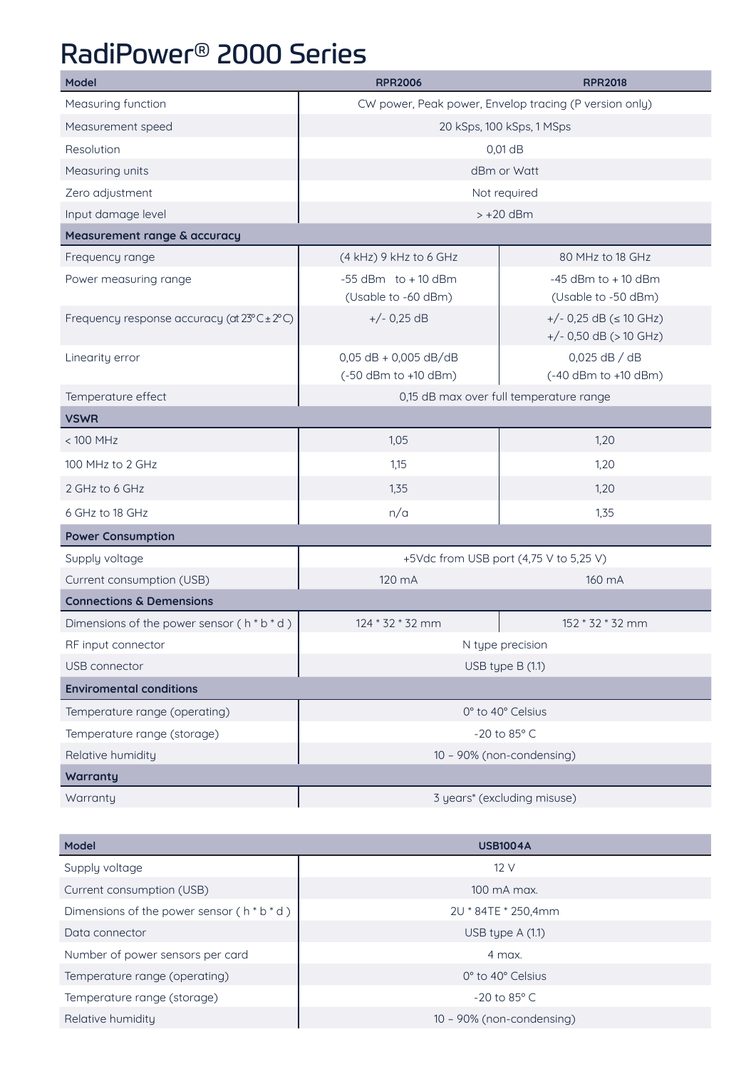# RadiPower® 2000 Series

| Model | RPR2006 | RPR2018 |
|---|---|---|
| Measuring function | CW power, Peak power, Envelop tracing (P version only) | |
| Measurement speed | 20 kSps, 100 kSps, 1 MSps | |
| Resolution | 0,01 dB | |
| Measuring units | dBm or Watt | |
| Zero adjustment | Not required | |
| Input damage level | > +20 dBm | |
| **Measurement range & accuracy** | | |
| Frequency range | (4 kHz) 9 kHz to 6 GHz | 80 MHz to 18 GHz |
| Power measuring range | -55 dBm to + 10 dBm (Usable to -60 dBm) | -45 dBm to + 10 dBm (Usable to -50 dBm) |
| Frequency response accuracy (at 23°C ± 2°C) | +/- 0,25 dB | +/- 0,25 dB (≤ 10 GHz) +/- 0,50 dB (> 10 GHz) |
| Linearity error | 0,05 dB + 0,005 dB/dB (-50 dBm to +10 dBm) | 0,025 dB / dB (-40 dBm to +10 dBm) |
| Temperature effect | 0,15 dB max over full temperature range | |
| **VSWR** | | |
| < 100 MHz | 1,05 | 1,20 |
| 100 MHz to 2 GHz | 1,15 | 1,20 |
| 2 GHz to 6 GHz | 1,35 | 1,20 |
| 6 GHz to 18 GHz | n/a | 1,35 |
| **Power Consumption** | | |
| Supply voltage | +5Vdc from USB port (4,75 V to 5,25 V) | |
| Current consumption (USB) | 120 mA | 160 mA |
| **Connections & Demensions** | | |
| Dimensions of the power sensor ( h * b * d ) | 124 * 32 * 32 mm | 152 * 32 * 32 mm |
| RF input connector | N type precision | |
| USB connector | USB type B (1.1) | |
| **Enviromental conditions** | | |
| Temperature range (operating) | 0° to 40° Celsius | |
| Temperature range (storage) | -20 to 85° C | |
| Relative humidity | 10 – 90% (non-condensing) | |
| **Warranty** | | |
| Warranty | 3 years* (excluding misuse) | |

| Model | USB1004A |
|---|---|
| Supply voltage | 12 V |
| Current consumption (USB) | 100 mA max. |
| Dimensions of the power sensor ( h * b * d ) | 2U * 84TE * 250,4mm |
| Data connector | USB type A (1.1) |
| Number of power sensors per card | 4 max. |
| Temperature range (operating) | 0° to 40° Celsius |
| Temperature range (storage) | -20 to 85° C |
| Relative humidity | 10 – 90% (non-condensing) |